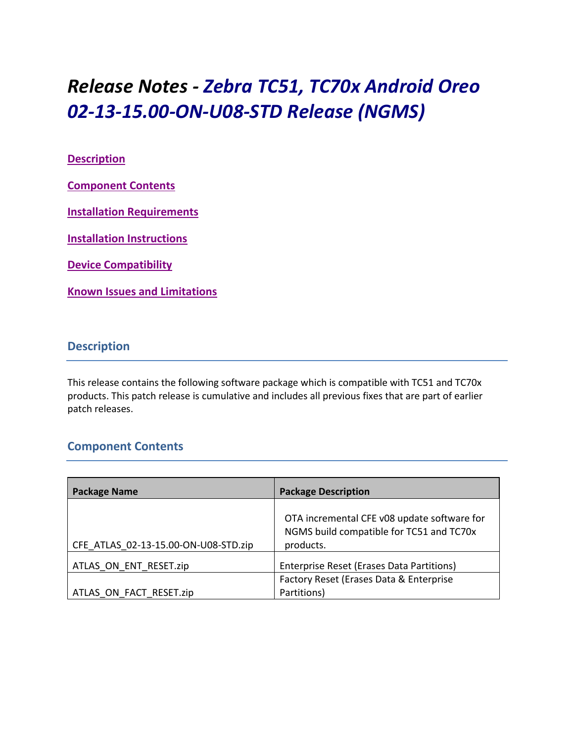# *Release Notes - Zebra TC51, TC70x Android Oreo 02-13-15.00-ON-U08-STD Release (NGMS)*

[Description](#description)

[Component Contents](#component-contents)

[Installation Requirements](#installation-requirements)

[Installation Instructions](#installation-instructions)

[Device Compatibility](#device-compatibility)

[Known Issues and Limitations](#known-issues-and-limitations)

## Description

This release contains the following software package which is compatible with TC51 and TC70x products. This patch release is cumulative and includes all previous fixes that are part of earlier patch releases.

## Component Contents

| Package Name | Package Description |
|---|---|
| CFE_ATLAS_02-13-15.00-ON-U08-STD.zip | OTA incremental CFE v08 update software for NGMS build compatible for TC51 and TC70x products. |
| ATLAS_ON_ENT_RESET.zip | Enterprise Reset (Erases Data Partitions) |
| ATLAS_ON_FACT_RESET.zip | Factory Reset (Erases Data & Enterprise Partitions) |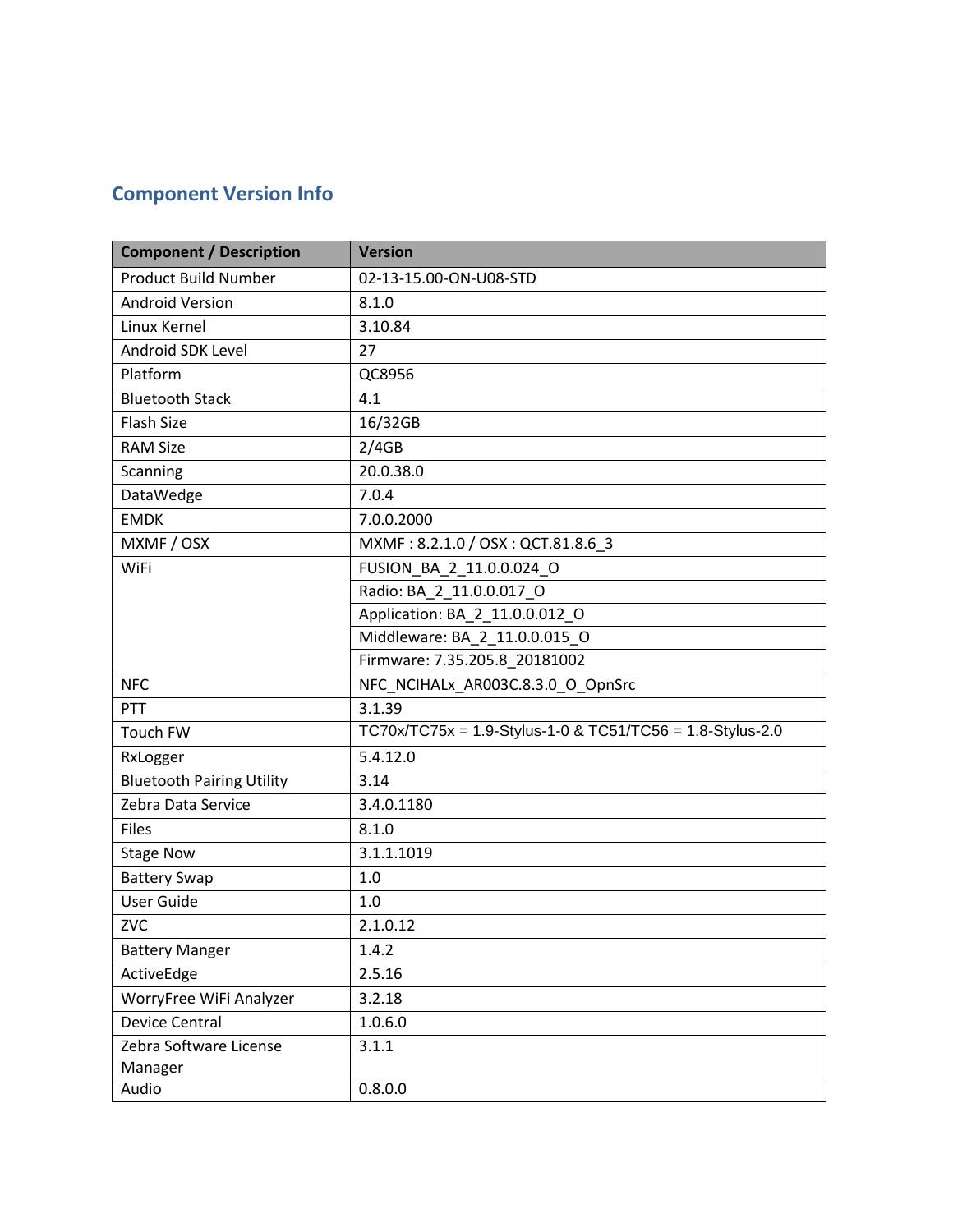## Component Version Info

| Component / Description | Version |
|---|---|
| Product Build Number | 02-13-15.00-ON-U08-STD |
| Android Version | 8.1.0 |
| Linux Kernel | 3.10.84 |
| Android SDK Level | 27 |
| Platform | QC8956 |
| Bluetooth Stack | 4.1 |
| Flash Size | 16/32GB |
| RAM Size | 2/4GB |
| Scanning | 20.0.38.0 |
| DataWedge | 7.0.4 |
| EMDK | 7.0.0.2000 |
| MXMF / OSX | MXMF : 8.2.1.0 / OSX : QCT.81.8.6_3 |
| WiFi | FUSION_BA_2_11.0.0.024_O |
| | Radio: BA_2_11.0.0.017_O |
| | Application: BA_2_11.0.0.012_O |
| | Middleware: BA_2_11.0.0.015_O |
| | Firmware: 7.35.205.8_20181002 |
| NFC | NFC_NCIHALx_AR003C.8.3.0_O_OpnSrc |
| PTT | 3.1.39 |
| Touch FW | TC70x/TC75x = 1.9-Stylus-1-0 & TC51/TC56 = 1.8-Stylus-2.0 |
| RxLogger | 5.4.12.0 |
| Bluetooth Pairing Utility | 3.14 |
| Zebra Data Service | 3.4.0.1180 |
| Files | 8.1.0 |
| Stage Now | 3.1.1.1019 |
| Battery Swap | 1.0 |
| User Guide | 1.0 |
| ZVC | 2.1.0.12 |
| Battery Manger | 1.4.2 |
| ActiveEdge | 2.5.16 |
| WorryFree WiFi Analyzer | 3.2.18 |
| Device Central | 1.0.6.0 |
| Zebra Software License Manager | 3.1.1 |
| Audio | 0.8.0.0 |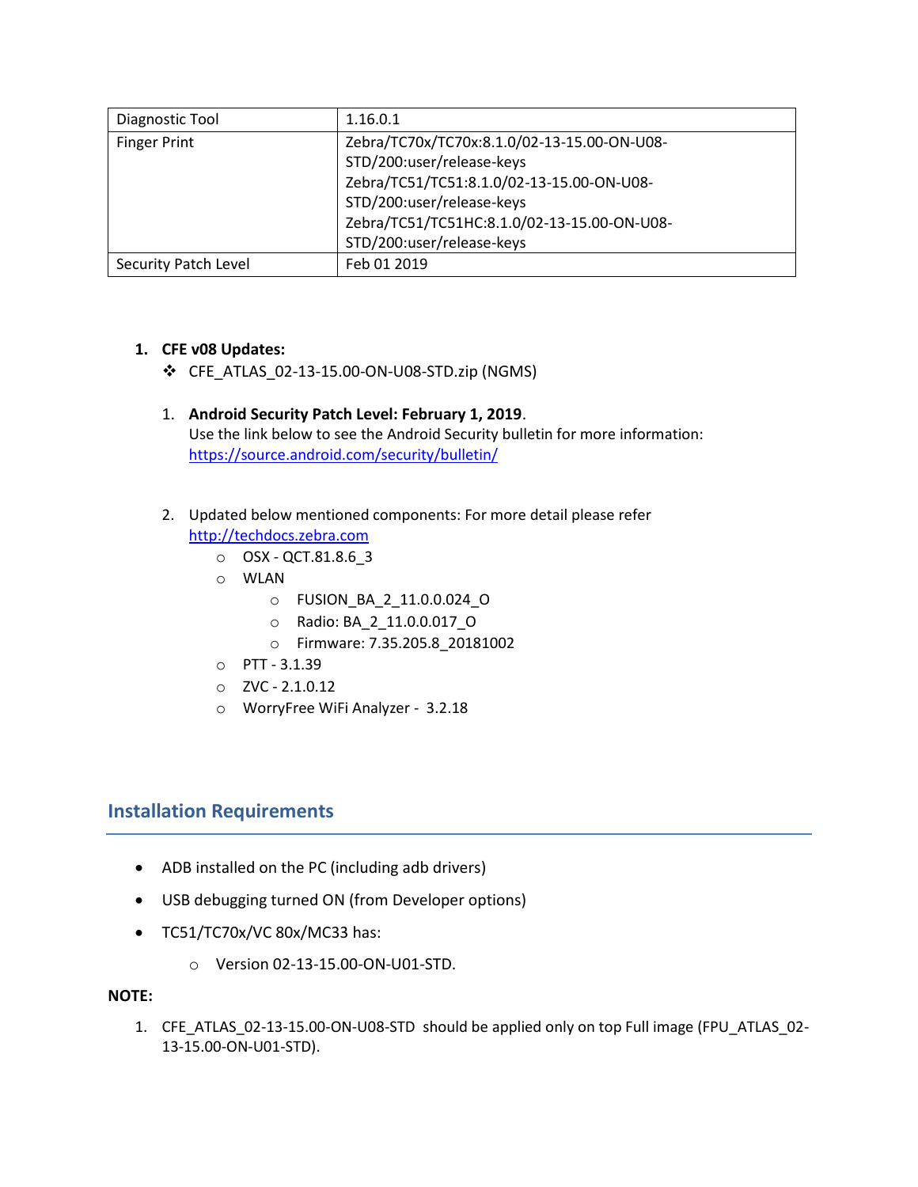| Diagnostic Tool | 1.16.0.1 |
|---|---|
| Finger Print | Zebra/TC70x/TC70x:8.1.0/02-13-15.00-ON-U08-STD/200:user/release-keys<br>Zebra/TC51/TC51:8.1.0/02-13-15.00-ON-U08-STD/200:user/release-keys<br>Zebra/TC51/TC51HC:8.1.0/02-13-15.00-ON-U08-STD/200:user/release-keys |
| Security Patch Level | Feb 01 2019 |

1. **CFE v08 Updates:**
   - ❖ CFE_ATLAS_02-13-15.00-ON-U08-STD.zip (NGMS)

   1. **Android Security Patch Level: February 1, 2019**.
      Use the link below to see the Android Security bulletin for more information: https://source.android.com/security/bulletin/

   2. Updated below mentioned components: For more detail please refer http://techdocs.zebra.com
      - OSX - QCT.81.8.6_3
      - WLAN
        - FUSION_BA_2_11.0.0.024_O
        - Radio: BA_2_11.0.0.017_O
        - Firmware: 7.35.205.8_20181002
      - PTT - 3.1.39
      - ZVC - 2.1.0.12
      - WorryFree WiFi Analyzer - 3.2.18

## Installation Requirements

- ADB installed on the PC (including adb drivers)
- USB debugging turned ON (from Developer options)
- TC51/TC70x/VC 80x/MC33 has:
  - Version 02-13-15.00-ON-U01-STD.

**NOTE:**

1. CFE_ATLAS_02-13-15.00-ON-U08-STD should be applied only on top Full image (FPU_ATLAS_02-13-15.00-ON-U01-STD).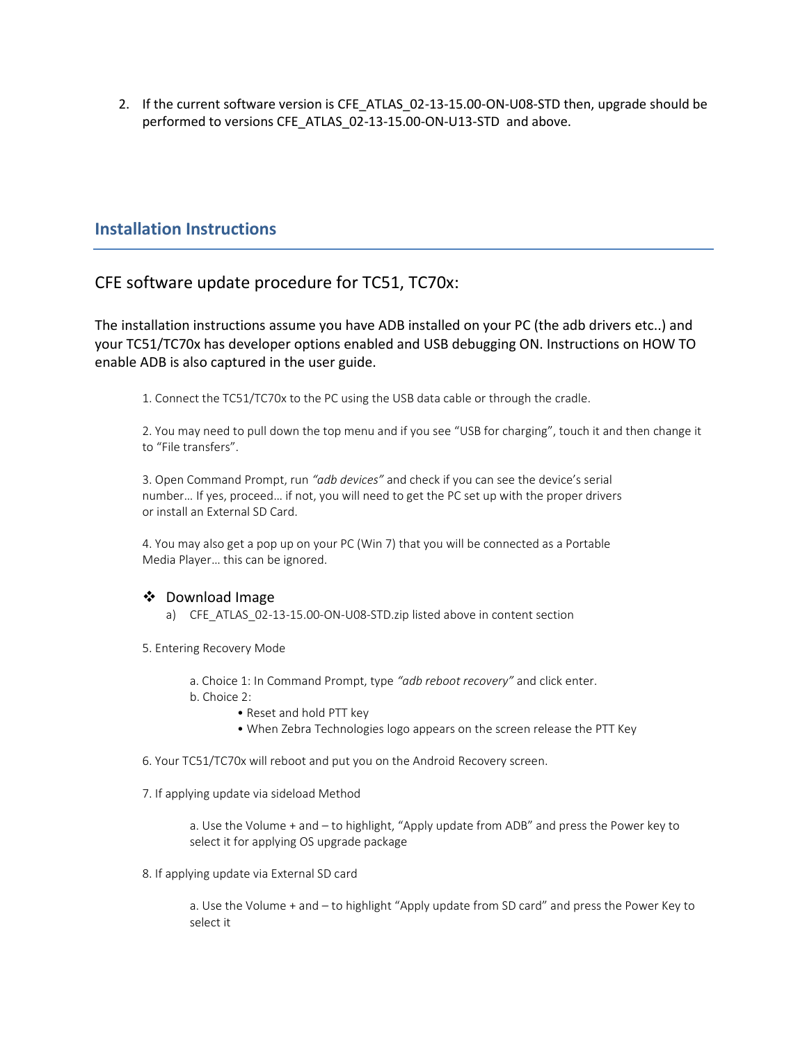2. If the current software version is CFE_ATLAS_02-13-15.00-ON-U08-STD then, upgrade should be performed to versions CFE_ATLAS_02-13-15.00-ON-U13-STD and above.

## Installation Instructions

### CFE software update procedure for TC51, TC70x:

The installation instructions assume you have ADB installed on your PC (the adb drivers etc..) and your TC51/TC70x has developer options enabled and USB debugging ON. Instructions on HOW TO enable ADB is also captured in the user guide.

1. Connect the TC51/TC70x to the PC using the USB data cable or through the cradle.

2. You may need to pull down the top menu and if you see "USB for charging", touch it and then change it to "File transfers".

3. Open Command Prompt, run *"adb devices"* and check if you can see the device's serial number… If yes, proceed… if not, you will need to get the PC set up with the proper drivers or install an External SD Card.

4. You may also get a pop up on your PC (Win 7) that you will be connected as a Portable Media Player… this can be ignored.

- Download Image
  a) CFE_ATLAS_02-13-15.00-ON-U08-STD.zip listed above in content section

5. Entering Recovery Mode

   a. Choice 1: In Command Prompt, type *"adb reboot recovery"* and click enter.
   b. Choice 2:
      - Reset and hold PTT key
      - When Zebra Technologies logo appears on the screen release the PTT Key

6. Your TC51/TC70x will reboot and put you on the Android Recovery screen.

7. If applying update via sideload Method

   a. Use the Volume + and – to highlight, "Apply update from ADB" and press the Power key to select it for applying OS upgrade package

8. If applying update via External SD card

   a. Use the Volume + and – to highlight "Apply update from SD card" and press the Power Key to select it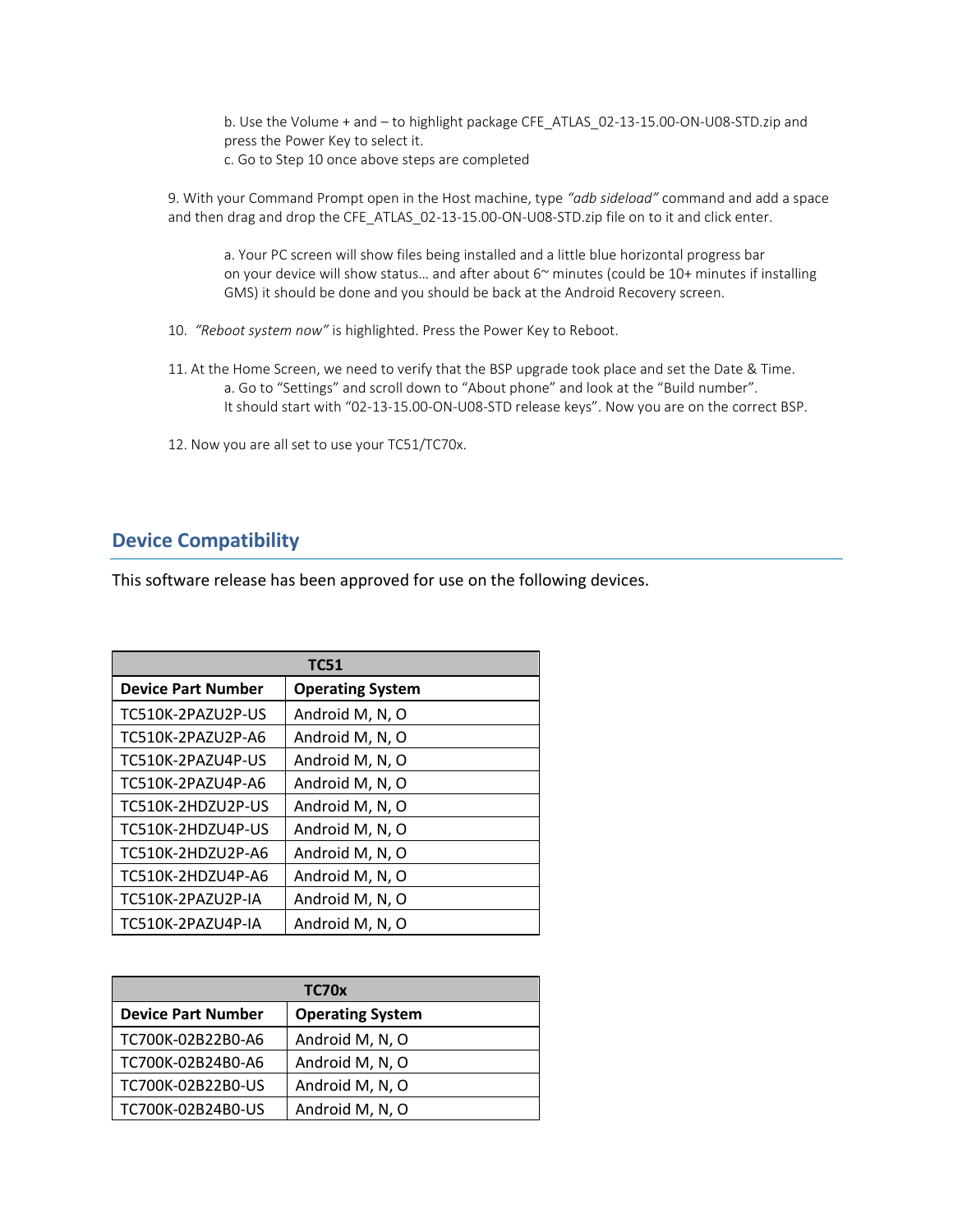b. Use the Volume + and – to highlight package CFE_ATLAS_02-13-15.00-ON-U08-STD.zip and press the Power Key to select it.

c. Go to Step 10 once above steps are completed

9. With your Command Prompt open in the Host machine, type *"adb sideload"* command and add a space and then drag and drop the CFE_ATLAS_02-13-15.00-ON-U08-STD.zip file on to it and click enter.

    a. Your PC screen will show files being installed and a little blue horizontal progress bar on your device will show status… and after about 6~ minutes (could be 10+ minutes if installing GMS) it should be done and you should be back at the Android Recovery screen.

10. *"Reboot system now"* is highlighted. Press the Power Key to Reboot.

11. At the Home Screen, we need to verify that the BSP upgrade took place and set the Date & Time.

    a. Go to "Settings" and scroll down to "About phone" and look at the "Build number". It should start with "02-13-15.00-ON-U08-STD release keys". Now you are on the correct BSP.

12. Now you are all set to use your TC51/TC70x.

## Device Compatibility

This software release has been approved for use on the following devices.

| TC51 | |
|---|---|
| **Device Part Number** | **Operating System** |
| TC510K-2PAZU2P-US | Android M, N, O |
| TC510K-2PAZU2P-A6 | Android M, N, O |
| TC510K-2PAZU4P-US | Android M, N, O |
| TC510K-2PAZU4P-A6 | Android M, N, O |
| TC510K-2HDZU2P-US | Android M, N, O |
| TC510K-2HDZU4P-US | Android M, N, O |
| TC510K-2HDZU2P-A6 | Android M, N, O |
| TC510K-2HDZU4P-A6 | Android M, N, O |
| TC510K-2PAZU2P-IA | Android M, N, O |
| TC510K-2PAZU4P-IA | Android M, N, O |

| TC70x | |
|---|---|
| **Device Part Number** | **Operating System** |
| TC700K-02B22B0-A6 | Android M, N, O |
| TC700K-02B24B0-A6 | Android M, N, O |
| TC700K-02B22B0-US | Android M, N, O |
| TC700K-02B24B0-US | Android M, N, O |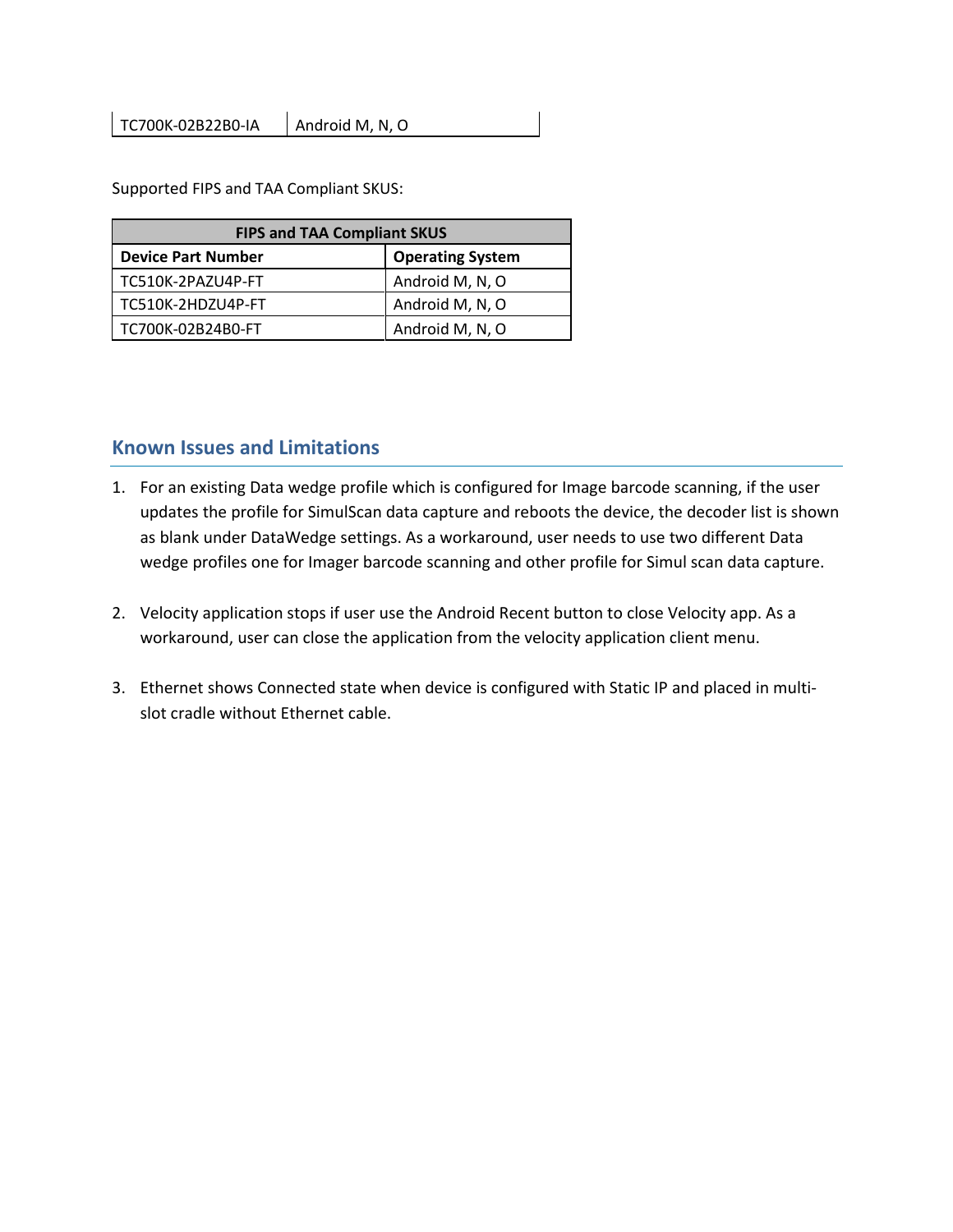| | |
|---|---|
| TC700K-02B22B0-IA | Android M, N, O |

Supported FIPS and TAA Compliant SKUS:

| FIPS and TAA Compliant SKUS | |
|---|---|
| **Device Part Number** | **Operating System** |
| TC510K-2PAZU4P-FT | Android M, N, O |
| TC510K-2HDZU4P-FT | Android M, N, O |
| TC700K-02B24B0-FT | Android M, N, O |

## Known Issues and Limitations

1. For an existing Data wedge profile which is configured for Image barcode scanning, if the user updates the profile for SimulScan data capture and reboots the device, the decoder list is shown as blank under DataWedge settings. As a workaround, user needs to use two different Data wedge profiles one for Imager barcode scanning and other profile for Simul scan data capture.

2. Velocity application stops if user use the Android Recent button to close Velocity app. As a workaround, user can close the application from the velocity application client menu.

3. Ethernet shows Connected state when device is configured with Static IP and placed in multi-slot cradle without Ethernet cable.